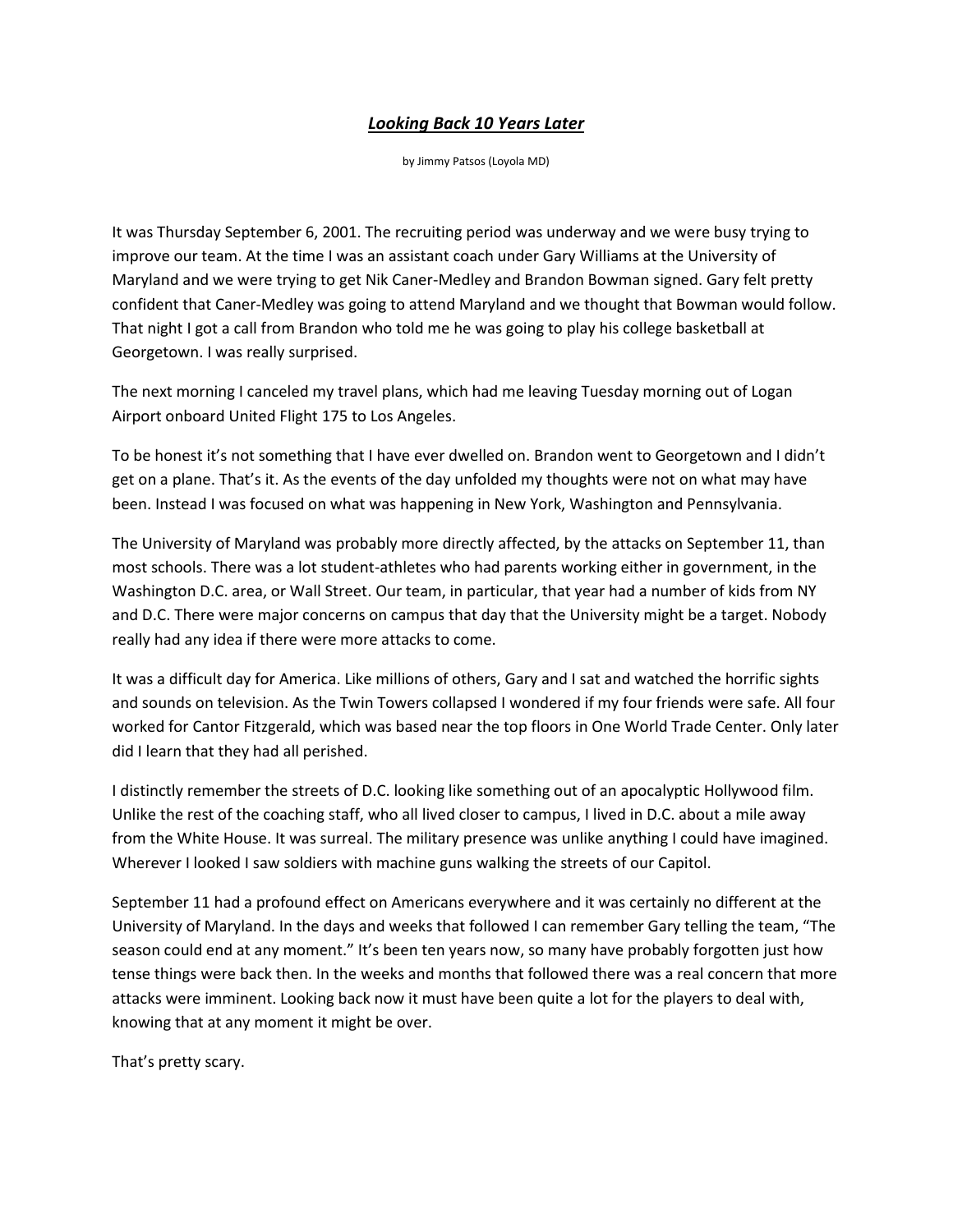# ***Looking Back 10 Years Later***

by Jimmy Patsos (Loyola MD)

It was Thursday September 6, 2001. The recruiting period was underway and we were busy trying to improve our team. At the time I was an assistant coach under Gary Williams at the University of Maryland and we were trying to get Nik Caner-Medley and Brandon Bowman signed. Gary felt pretty confident that Caner-Medley was going to attend Maryland and we thought that Bowman would follow. That night I got a call from Brandon who told me he was going to play his college basketball at Georgetown. I was really surprised.

The next morning I canceled my travel plans, which had me leaving Tuesday morning out of Logan Airport onboard United Flight 175 to Los Angeles.

To be honest it's not something that I have ever dwelled on. Brandon went to Georgetown and I didn't get on a plane. That's it. As the events of the day unfolded my thoughts were not on what may have been. Instead I was focused on what was happening in New York, Washington and Pennsylvania.

The University of Maryland was probably more directly affected, by the attacks on September 11, than most schools. There was a lot student-athletes who had parents working either in government, in the Washington D.C. area, or Wall Street. Our team, in particular, that year had a number of kids from NY and D.C. There were major concerns on campus that day that the University might be a target. Nobody really had any idea if there were more attacks to come.

It was a difficult day for America. Like millions of others, Gary and I sat and watched the horrific sights and sounds on television. As the Twin Towers collapsed I wondered if my four friends were safe. All four worked for Cantor Fitzgerald, which was based near the top floors in One World Trade Center. Only later did I learn that they had all perished.

I distinctly remember the streets of D.C. looking like something out of an apocalyptic Hollywood film. Unlike the rest of the coaching staff, who all lived closer to campus, I lived in D.C. about a mile away from the White House. It was surreal. The military presence was unlike anything I could have imagined. Wherever I looked I saw soldiers with machine guns walking the streets of our Capitol.

September 11 had a profound effect on Americans everywhere and it was certainly no different at the University of Maryland. In the days and weeks that followed I can remember Gary telling the team, "The season could end at any moment." It's been ten years now, so many have probably forgotten just how tense things were back then. In the weeks and months that followed there was a real concern that more attacks were imminent. Looking back now it must have been quite a lot for the players to deal with, knowing that at any moment it might be over.

That's pretty scary.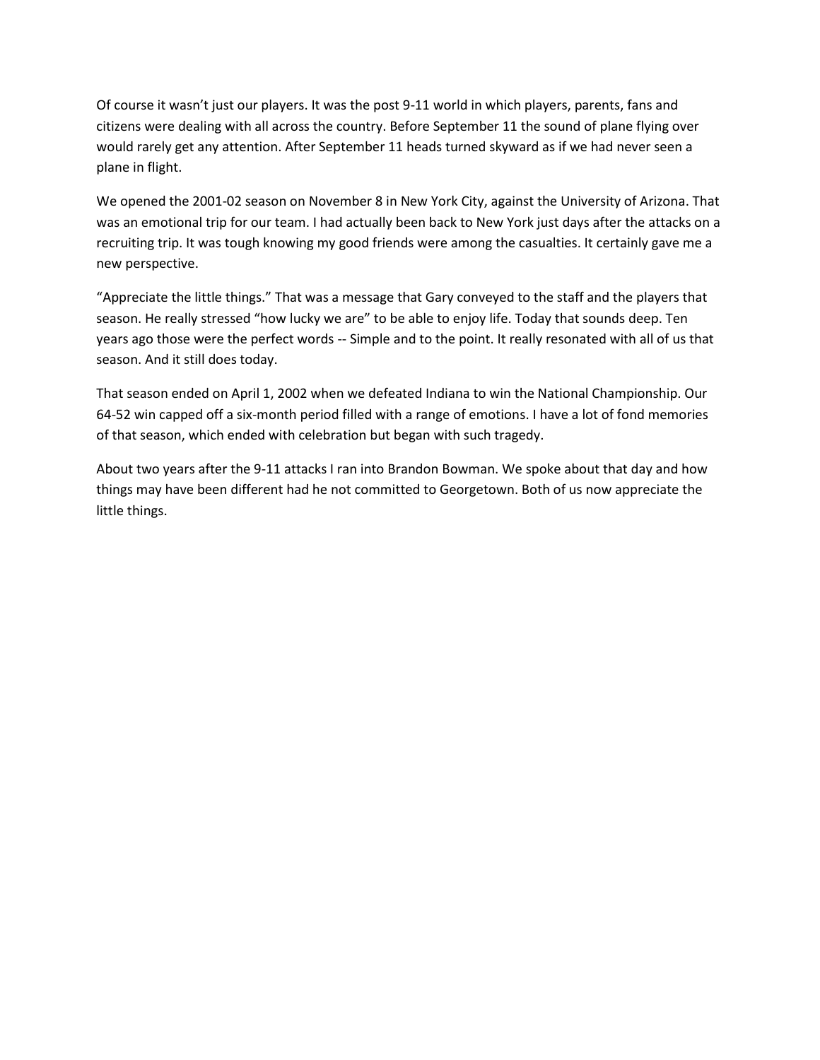Of course it wasn't just our players. It was the post 9-11 world in which players, parents, fans and citizens were dealing with all across the country. Before September 11 the sound of plane flying over would rarely get any attention. After September 11 heads turned skyward as if we had never seen a plane in flight.

We opened the 2001-02 season on November 8 in New York City, against the University of Arizona. That was an emotional trip for our team. I had actually been back to New York just days after the attacks on a recruiting trip. It was tough knowing my good friends were among the casualties. It certainly gave me a new perspective.

"Appreciate the little things." That was a message that Gary conveyed to the staff and the players that season. He really stressed "how lucky we are" to be able to enjoy life. Today that sounds deep. Ten years ago those were the perfect words -- Simple and to the point. It really resonated with all of us that season. And it still does today.

That season ended on April 1, 2002 when we defeated Indiana to win the National Championship. Our 64-52 win capped off a six-month period filled with a range of emotions. I have a lot of fond memories of that season, which ended with celebration but began with such tragedy.

About two years after the 9-11 attacks I ran into Brandon Bowman. We spoke about that day and how things may have been different had he not committed to Georgetown. Both of us now appreciate the little things.